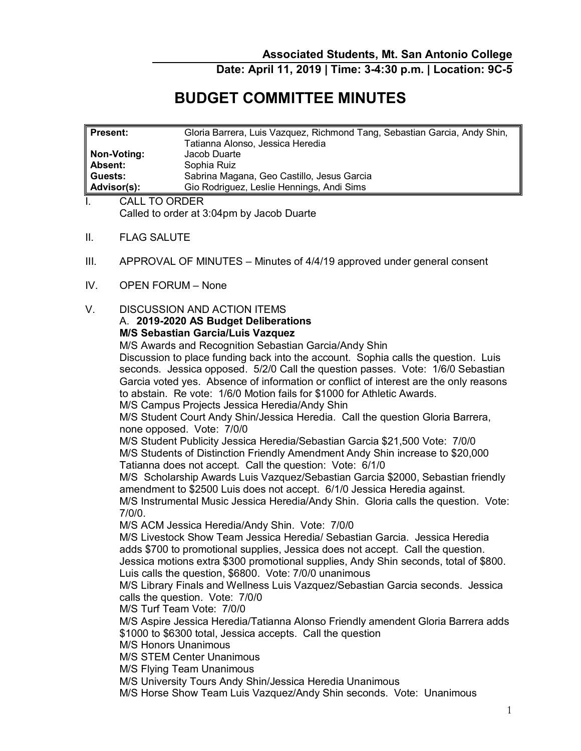**Associated Students, Mt. San Antonio College**

**Date: April 11, 2019 | Time: 3-4:30 p.m. | Location: 9C-5**

# BUDGET COMMITTEE MINUTES

| | |
|---|---|
| **Present:** | Gloria Barrera, Luis Vazquez, Richmond Tang, Sebastian Garcia, Andy Shin, Tatianna Alonso, Jessica Heredia |
| **Non-Voting:** | Jacob Duarte |
| **Absent:** | Sophia Ruiz |
| **Guests:** | Sabrina Magana, Geo Castillo, Jesus Garcia |
| **Advisor(s):** | Gio Rodriguez, Leslie Hennings, Andi Sims |

I. CALL TO ORDER
Called to order at 3:04pm by Jacob Duarte

II. FLAG SALUTE

III. APPROVAL OF MINUTES – Minutes of 4/4/19 approved under general consent

IV. OPEN FORUM – None

V. DISCUSSION AND ACTION ITEMS

A. **2019-2020 AS Budget Deliberations**
**M/S Sebastian Garcia/Luis Vazquez**
M/S Awards and Recognition Sebastian Garcia/Andy Shin
Discussion to place funding back into the account. Sophia calls the question. Luis seconds. Jessica opposed. 5/2/0 Call the question passes. Vote: 1/6/0 Sebastian Garcia voted yes. Absence of information or conflict of interest are the only reasons to abstain. Re vote: 1/6/0 Motion fails for $1000 for Athletic Awards.
M/S Campus Projects Jessica Heredia/Andy Shin
M/S Student Court Andy Shin/Jessica Heredia. Call the question Gloria Barrera, none opposed. Vote: 7/0/0
M/S Student Publicity Jessica Heredia/Sebastian Garcia $21,500 Vote: 7/0/0
M/S Students of Distinction Friendly Amendment Andy Shin increase to $20,000 Tatianna does not accept. Call the question: Vote: 6/1/0
M/S Scholarship Awards Luis Vazquez/Sebastian Garcia $2000, Sebastian friendly amendment to $2500 Luis does not accept. 6/1/0 Jessica Heredia against.
M/S Instrumental Music Jessica Heredia/Andy Shin. Gloria calls the question. Vote: 7/0/0.
M/S ACM Jessica Heredia/Andy Shin. Vote: 7/0/0
M/S Livestock Show Team Jessica Heredia/ Sebastian Garcia. Jessica Heredia adds $700 to promotional supplies, Jessica does not accept. Call the question. Jessica motions extra $300 promotional supplies, Andy Shin seconds, total of $800. Luis calls the question, $6800. Vote: 7/0/0 unanimous
M/S Library Finals and Wellness Luis Vazquez/Sebastian Garcia seconds. Jessica calls the question. Vote: 7/0/0
M/S Turf Team Vote: 7/0/0
M/S Aspire Jessica Heredia/Tatianna Alonso Friendly amendent Gloria Barrera adds $1000 to $6300 total, Jessica accepts. Call the question
M/S Honors Unanimous
M/S STEM Center Unanimous
M/S Flying Team Unanimous
M/S University Tours Andy Shin/Jessica Heredia Unanimous
M/S Horse Show Team Luis Vazquez/Andy Shin seconds. Vote: Unanimous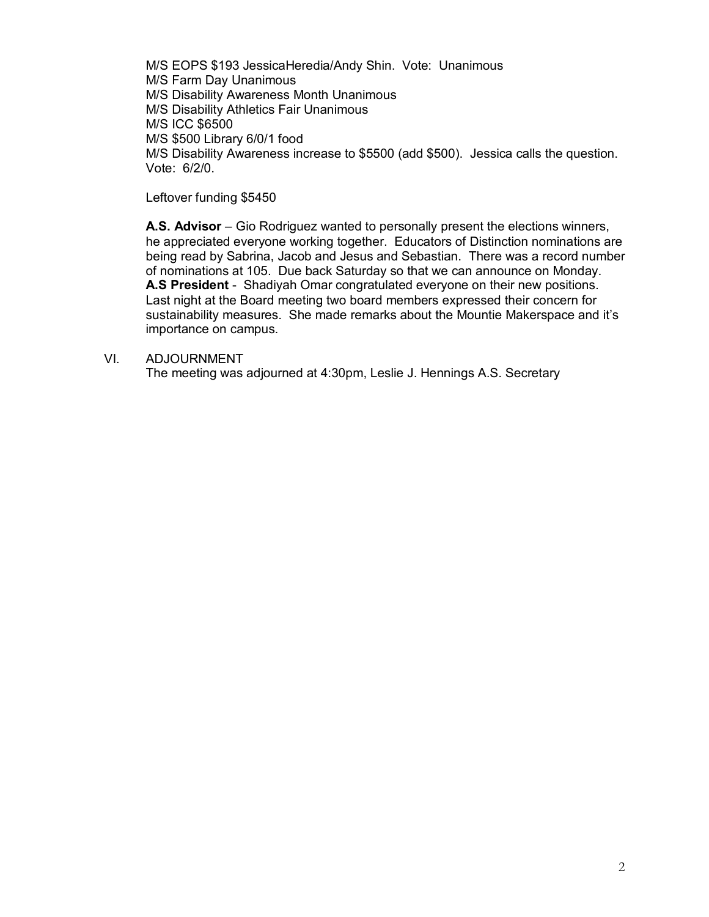M/S EOPS $193 JessicaHeredia/Andy Shin. Vote: Unanimous
M/S Farm Day Unanimous
M/S Disability Awareness Month Unanimous
M/S Disability Athletics Fair Unanimous
M/S ICC $6500
M/S $500 Library 6/0/1 food
M/S Disability Awareness increase to $5500 (add $500). Jessica calls the question. Vote: 6/2/0.

Leftover funding $5450

**A.S. Advisor** – Gio Rodriguez wanted to personally present the elections winners, he appreciated everyone working together. Educators of Distinction nominations are being read by Sabrina, Jacob and Jesus and Sebastian. There was a record number of nominations at 105. Due back Saturday so that we can announce on Monday.
**A.S President** - Shadiyah Omar congratulated everyone on their new positions. Last night at the Board meeting two board members expressed their concern for sustainability measures. She made remarks about the Mountie Makerspace and it's importance on campus.

VI. ADJOURNMENT
The meeting was adjourned at 4:30pm, Leslie J. Hennings A.S. Secretary